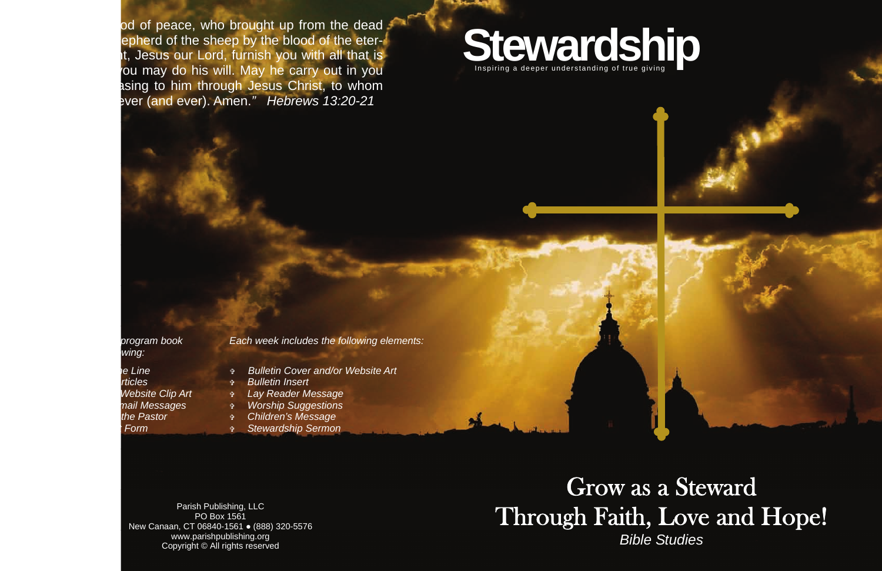od of peace, who brought up from the dead
epherd of the sheep by the blood of the eter-
t, Jesus our Lord, furnish you with all that is
ou may do his will. May he carry out in you
sing to him through Jesus Christ, to whom
ever (and ever). Amen." *Hebrews 13:20-21*

*program book*
*wing:*

- *e Line*
- *rticles*
- *Website Clip Art*
- *nail Messages*
- *the Pastor*
- *Form*

*Each week includes the following elements:*

- *Bulletin Cover and/or Website Art*
- *Bulletin Insert*
- *Lay Reader Message*
- *Worship Suggestions*
- *Children's Message*
- *Stewardship Sermon*

Parish Publishing, LLC
PO Box 1561
New Canaan, CT 06840-1561 ● (888) 320-5576
www.parishpublishing.org
Copyright © All rights reserved

# Stewardship

Inspiring a deeper understanding of true giving

## Grow as a Steward Through Faith, Love and Hope!

*Bible Studies*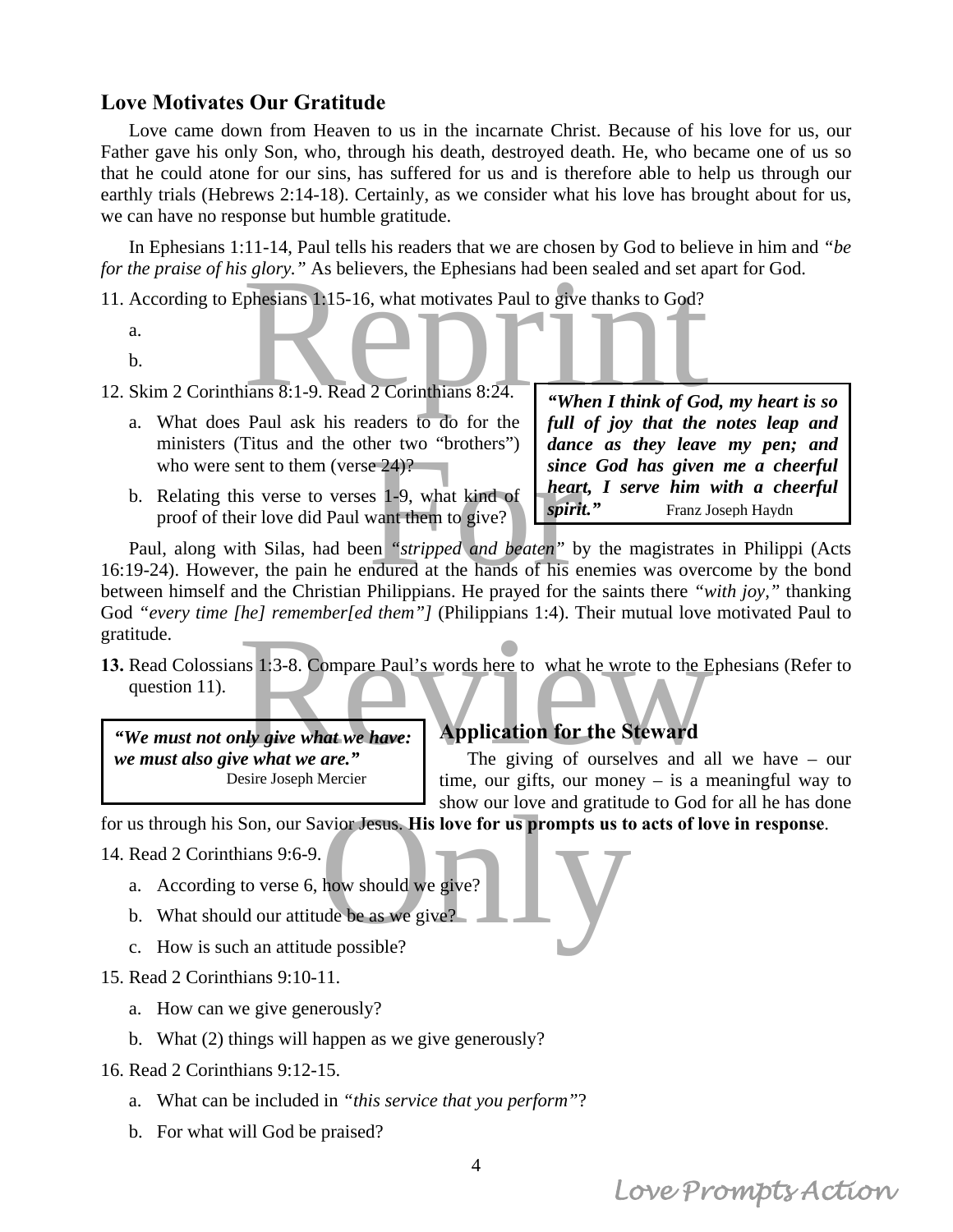## Love Motivates Our Gratitude

Love came down from Heaven to us in the incarnate Christ. Because of his love for us, our Father gave his only Son, who, through his death, destroyed death. He, who became one of us so that he could atone for our sins, has suffered for us and is therefore able to help us through our earthly trials (Hebrews 2:14-18). Certainly, as we consider what his love has brought about for us, we can have no response but humble gratitude.

In Ephesians 1:11-14, Paul tells his readers that we are chosen by God to believe in him and *"be for the praise of his glory."* As believers, the Ephesians had been sealed and set apart for God.

11. According to Ephesians 1:15-16, what motivates Paul to give thanks to God?
    a.
    b.

12. Skim 2 Corinthians 8:1-9. Read 2 Corinthians 8:24.
    a. What does Paul ask his readers to do for the ministers (Titus and the other two "brothers") who were sent to them (verse 24)?
    b. Relating this verse to verses 1-9, what kind of proof of their love did Paul want them to give?

> ***"When I think of God, my heart is so full of joy that the notes leap and dance as they leave my pen; and since God has given me a cheerful heart, I serve him with a cheerful spirit."*** Franz Joseph Haydn

Paul, along with Silas, had been *"stripped and beaten"* by the magistrates in Philippi (Acts 16:19-24). However, the pain he endured at the hands of his enemies was overcome by the bond between himself and the Christian Philippians. He prayed for the saints there *"with joy,"* thanking God *"every time [he] remember[ed them"]* (Philippians 1:4). Their mutual love motivated Paul to gratitude.

**13.** Read Colossians 1:3-8. Compare Paul's words here to what he wrote to the Ephesians (Refer to question 11).

> ***"We must not only give what we have: we must also give what we are."*** Desire Joseph Mercier

## Application for the Steward

The giving of ourselves and all we have – our time, our gifts, our money – is a meaningful way to show our love and gratitude to God for all he has done for us through his Son, our Savior Jesus. **His love for us prompts us to acts of love in response**.

14. Read 2 Corinthians 9:6-9.
    a. According to verse 6, how should we give?
    b. What should our attitude be as we give?
    c. How is such an attitude possible?

15. Read 2 Corinthians 9:10-11.
    a. How can we give generously?
    b. What (2) things will happen as we give generously?

16. Read 2 Corinthians 9:12-15.
    a. What can be included in *"this service that you perform"*?
    b. For what will God be praised?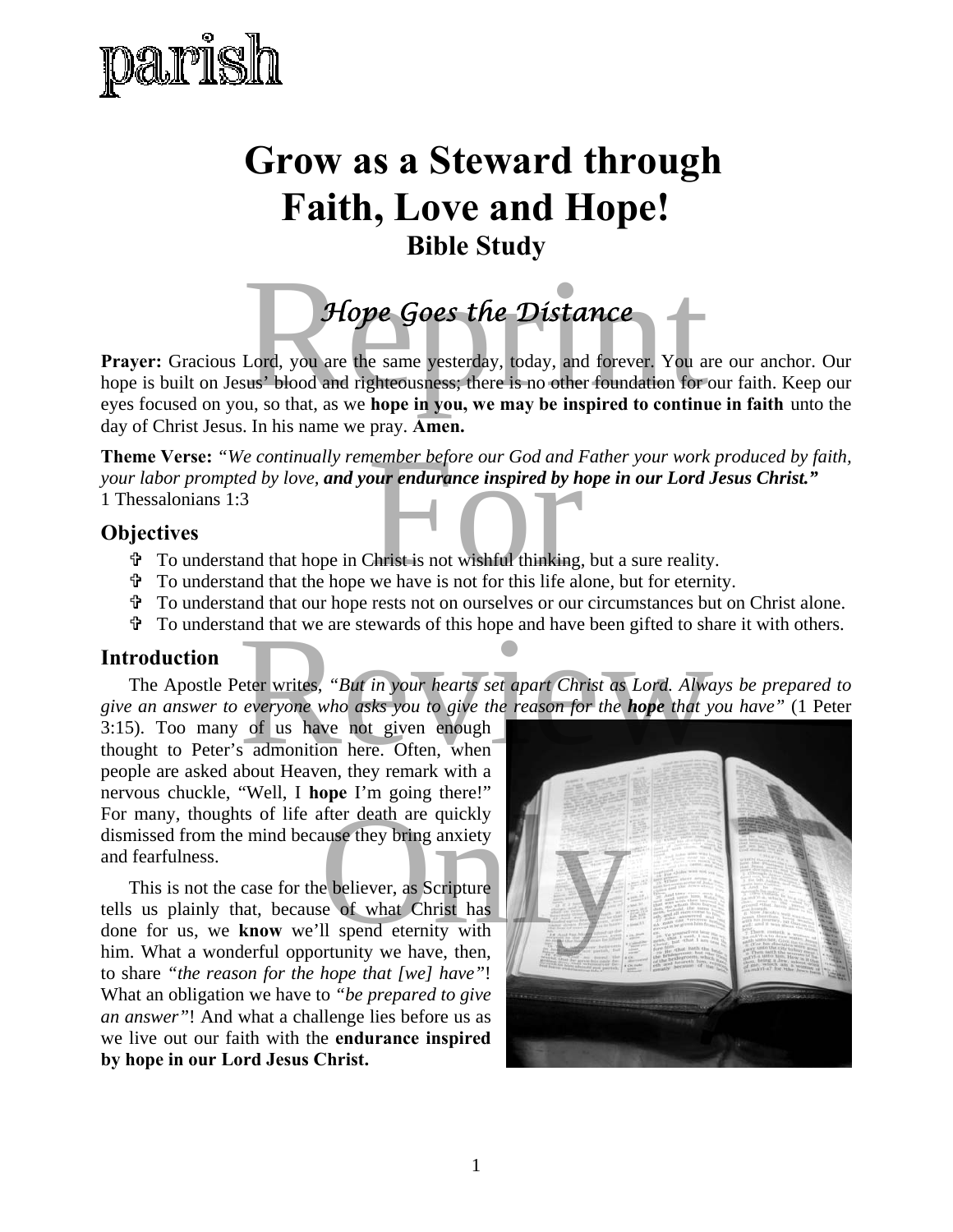# Grow as a Steward through Faith, Love and Hope!

## Bible Study

### *Hope Goes the Distance*

**Prayer:** Gracious Lord, you are the same yesterday, today, and forever. You are our anchor. Our hope is built on Jesus' blood and righteousness; there is no other foundation for our faith. Keep our eyes focused on you, so that, as we **hope in you, we may be inspired to continue in faith** unto the day of Christ Jesus. In his name we pray. **Amen.**

**Theme Verse:** *"We continually remember before our God and Father your work produced by faith, your labor prompted by love,* ***and your endurance inspired by hope in our Lord Jesus Christ."*** 1 Thessalonians 1:3

## Objectives

- To understand that hope in Christ is not wishful thinking, but a sure reality.
- To understand that the hope we have is not for this life alone, but for eternity.
- To understand that our hope rests not on ourselves or our circumstances but on Christ alone.
- To understand that we are stewards of this hope and have been gifted to share it with others.

## Introduction

The Apostle Peter writes, *"But in your hearts set apart Christ as Lord. Always be prepared to give an answer to everyone who asks you to give the reason for the* ***hope*** *that you have"* (1 Peter 3:15). Too many of us have not given enough thought to Peter's admonition here. Often, when people are asked about Heaven, they remark with a nervous chuckle, "Well, I **hope** I'm going there!" For many, thoughts of life after death are quickly dismissed from the mind because they bring anxiety and fearfulness.

This is not the case for the believer, as Scripture tells us plainly that, because of what Christ has done for us, we **know** we'll spend eternity with him. What a wonderful opportunity we have, then, to share *"the reason for the hope that [we] have"*! What an obligation we have to *"be prepared to give an answer"*! And what a challenge lies before us as we live out our faith with the **endurance inspired by hope in our Lord Jesus Christ.**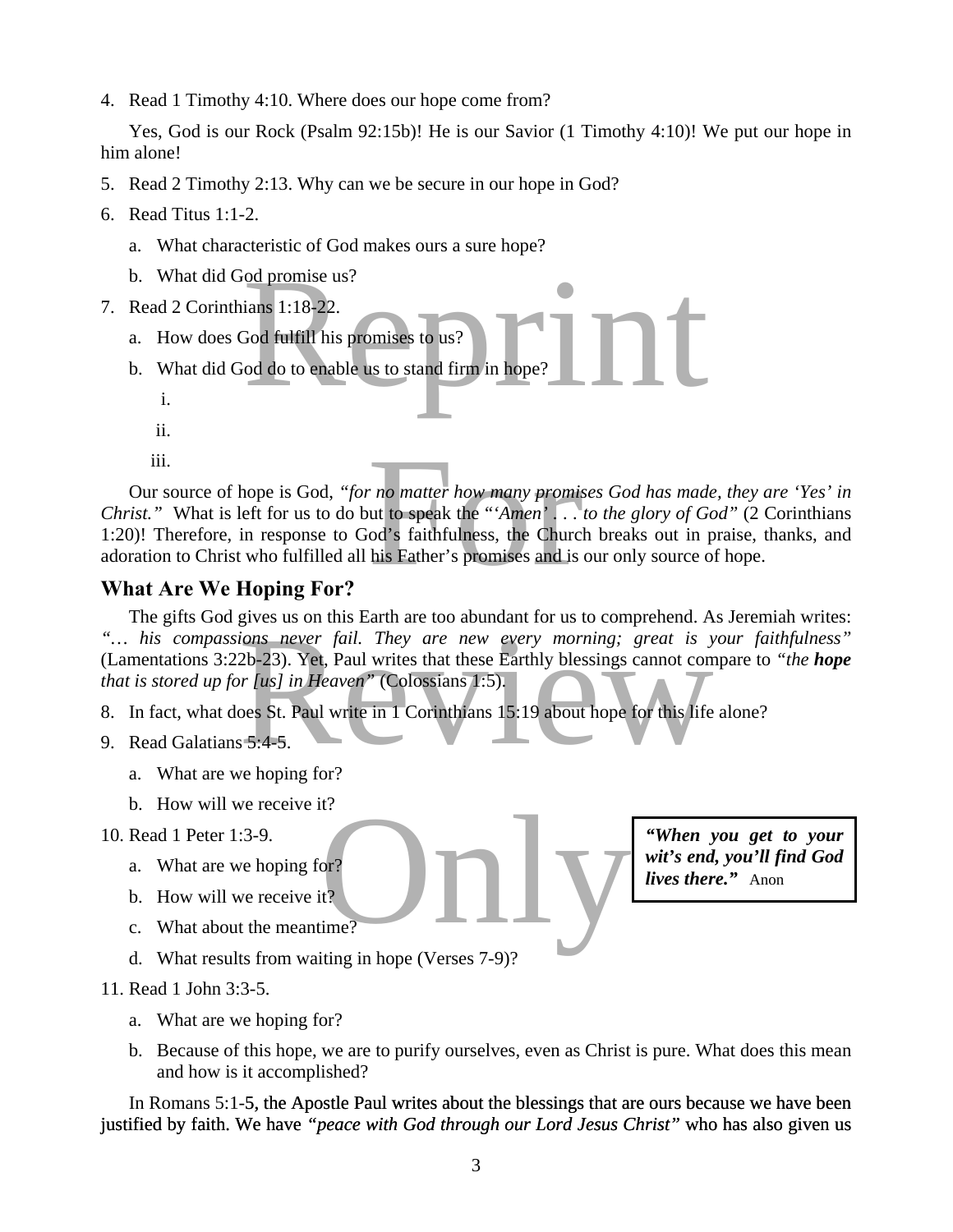4. Read 1 Timothy 4:10. Where does our hope come from?

Yes, God is our Rock (Psalm 92:15b)! He is our Savior (1 Timothy 4:10)! We put our hope in him alone!

5. Read 2 Timothy 2:13. Why can we be secure in our hope in God?
6. Read Titus 1:1-2.
   a. What characteristic of God makes ours a sure hope?
   b. What did God promise us?
7. Read 2 Corinthians 1:18-22.
   a. How does God fulfill his promises to us?
   b. What did God do to enable us to stand firm in hope?
      i.
      ii.
      iii.

Our source of hope is God, *"for no matter how many promises God has made, they are 'Yes' in Christ."* What is left for us to do but to speak the "*'Amen' . . . to the glory of God"* (2 Corinthians 1:20)! Therefore, in response to God's faithfulness, the Church breaks out in praise, thanks, and adoration to Christ who fulfilled all his Father's promises and is our only source of hope.

## What Are We Hoping For?

The gifts God gives us on this Earth are too abundant for us to comprehend. As Jeremiah writes: *"… his compassions never fail. They are new every morning; great is your faithfulness"* (Lamentations 3:22b-23). Yet, Paul writes that these Earthly blessings cannot compare to *"the **hope** that is stored up for [us] in Heaven"* (Colossians 1:5).

8. In fact, what does St. Paul write in 1 Corinthians 15:19 about hope for this life alone?
9. Read Galatians 5:4-5.
   a. What are we hoping for?
   b. How will we receive it?
10. Read 1 Peter 1:3-9.
    a. What are we hoping for?
    b. How will we receive it?
    c. What about the meantime?
    d. What results from waiting in hope (Verses 7-9)?

> ***"When you get to your wit's end, you'll find God lives there."*** Anon

11. Read 1 John 3:3-5.
    a. What are we hoping for?
    b. Because of this hope, we are to purify ourselves, even as Christ is pure. What does this mean and how is it accomplished?

In Romans 5:1-5, the Apostle Paul writes about the blessings that are ours because we have been justified by faith. We have *"peace with God through our Lord Jesus Christ"* who has also given us